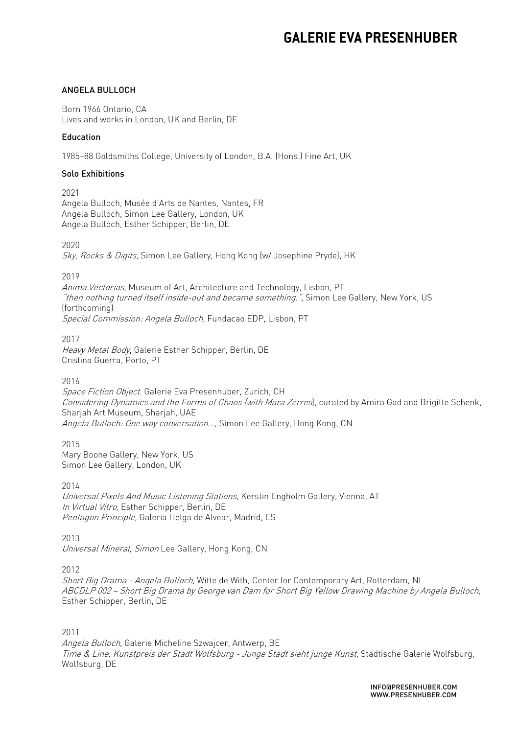## ANGELA BULLOCH

Born 1966 Ontario, CA
Lives and works in London, UK and Berlin, DE

### Education

1985–88 Goldsmiths College, University of London, B.A. (Hons.) Fine Art, UK

### Solo Exhibitions

2021
Angela Bulloch, Musée d'Arts de Nantes, Nantes, FR
Angela Bulloch, Simon Lee Gallery, London, UK
Angela Bulloch, Esther Schipper, Berlin, DE

2020
*Sky, Rocks & Digits*, Simon Lee Gallery, Hong Kong (w/ Josephine Pryde), HK

2019
*Anima Vectorias,* Museum of Art, Architecture and Technology, Lisbon, PT
*"then nothing turned itself inside-out and became something.",* Simon Lee Gallery, New York, US (forthcoming)
*Special Commission: Angela Bulloch*, Fundacao EDP, Lisbon, PT

2017
*Heavy Metal Body*, Galerie Esther Schipper, Berlin, DE
Cristina Guerra, Porto, PT

2016
*Space Fiction Object*. Galerie Eva Presenhuber, Zurich, CH
*Considering Dynamics and the Forms of Chaos (with Mara Zerres*), curated by Amira Gad and Brigitte Schenk, Sharjah Art Museum, Sharjah, UAE
*Angela Bulloch: One way conversation…*, Simon Lee Gallery, Hong Kong, CN

2015
Mary Boone Gallery, New York, US
Simon Lee Gallery, London, UK

2014
*Universal Pixels And Music Listening Stations,* Kerstin Engholm Gallery, Vienna, AT
*In Virtual Vitro,* Esther Schipper, Berlin, DE
*Pentagon Principle,* Galeria Helga de Alvear, Madrid, ES

2013
*Universal Mineral, Simon* Lee Gallery, Hong Kong, CN

2012
*Short Big Drama - Angela Bulloch*, Witte de With, Center for Contemporary Art, Rotterdam, NL
*ABCDLP 002 – Short Big Drama by George van Dam for Short Big Yellow Drawing Machine by Angela Bulloch*, Esther Schipper, Berlin, DE

2011
*Angela Bulloch*, Galerie Micheline Szwajcer, Antwerp, BE
*Time & Line, Kunstpreis der Stadt Wolfsburg - Junge Stadt sieht junge Kunst*, Städtische Galerie Wolfsburg, Wolfsburg, DE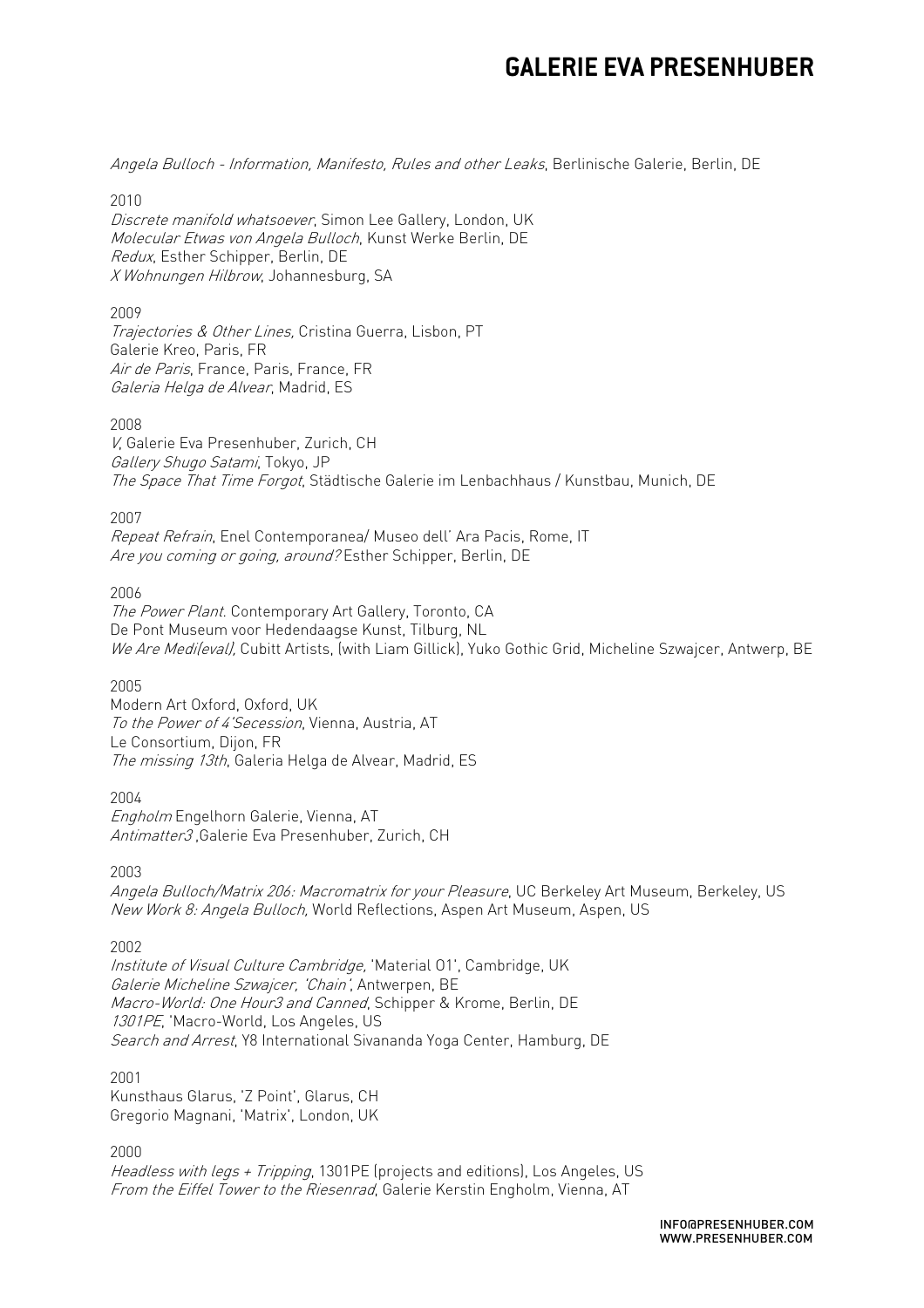*Angela Bulloch - Information, Manifesto, Rules and other Leaks*, Berlinische Galerie, Berlin, DE

2010
*Discrete manifold whatsoever*, Simon Lee Gallery, London, UK
*Molecular Etwas von Angela Bulloch*, Kunst Werke Berlin, DE
*Redux*, Esther Schipper, Berlin, DE
*X Wohnungen Hilbrow*, Johannesburg, SA

2009
*Trajectories & Other Lines,* Cristina Guerra, Lisbon, PT
Galerie Kreo, Paris, FR
*Air de Paris*, France, Paris, France, FR
*Galeria Helga de Alvear*, Madrid, ES

2008
*V*, Galerie Eva Presenhuber, Zurich, CH
*Gallery Shugo Satami*, Tokyo, JP
*The Space That Time Forgot*, Städtische Galerie im Lenbachhaus / Kunstbau, Munich, DE

2007
*Repeat Refrain*, Enel Contemporanea/ Museo dell' Ara Pacis, Rome, IT
*Are you coming or going, around?* Esther Schipper, Berlin, DE

2006
*The Power Plant*. Contemporary Art Gallery, Toronto, CA
De Pont Museum voor Hedendaagse Kunst, Tilburg, NL
*We Are Medi(eval),* Cubitt Artists, (with Liam Gillick), Yuko Gothic Grid, Micheline Szwajcer, Antwerp, BE

2005
Modern Art Oxford, Oxford, UK
*To the Power of 4'Secession*, Vienna, Austria, AT
Le Consortium, Dijon, FR
*The missing 13th*, Galeria Helga de Alvear, Madrid, ES

2004
*Engholm* Engelhorn Galerie, Vienna, AT
*Antimatter3* ,Galerie Eva Presenhuber, Zurich, CH

2003
*Angela Bulloch/Matrix 206: Macromatrix for your Pleasure*, UC Berkeley Art Museum, Berkeley, US
*New Work 8: Angela Bulloch,* World Reflections, Aspen Art Museum, Aspen, US

2002
*Institute of Visual Culture Cambridge,* 'Material 01', Cambridge, UK
*Galerie Micheline Szwajcer, 'Chain'*, Antwerpen, BE
*Macro-World: One Hour3 and Canned*, Schipper & Krome, Berlin, DE
*1301PE*, 'Macro-World, Los Angeles, US
*Search and Arrest*, Y8 International Sivananda Yoga Center, Hamburg, DE

2001
Kunsthaus Glarus, 'Z Point', Glarus, CH
Gregorio Magnani, 'Matrix', London, UK

2000
*Headless with legs + Tripping*, 1301PE (projects and editions), Los Angeles, US
*From the Eiffel Tower to the Riesenrad*, Galerie Kerstin Engholm, Vienna, AT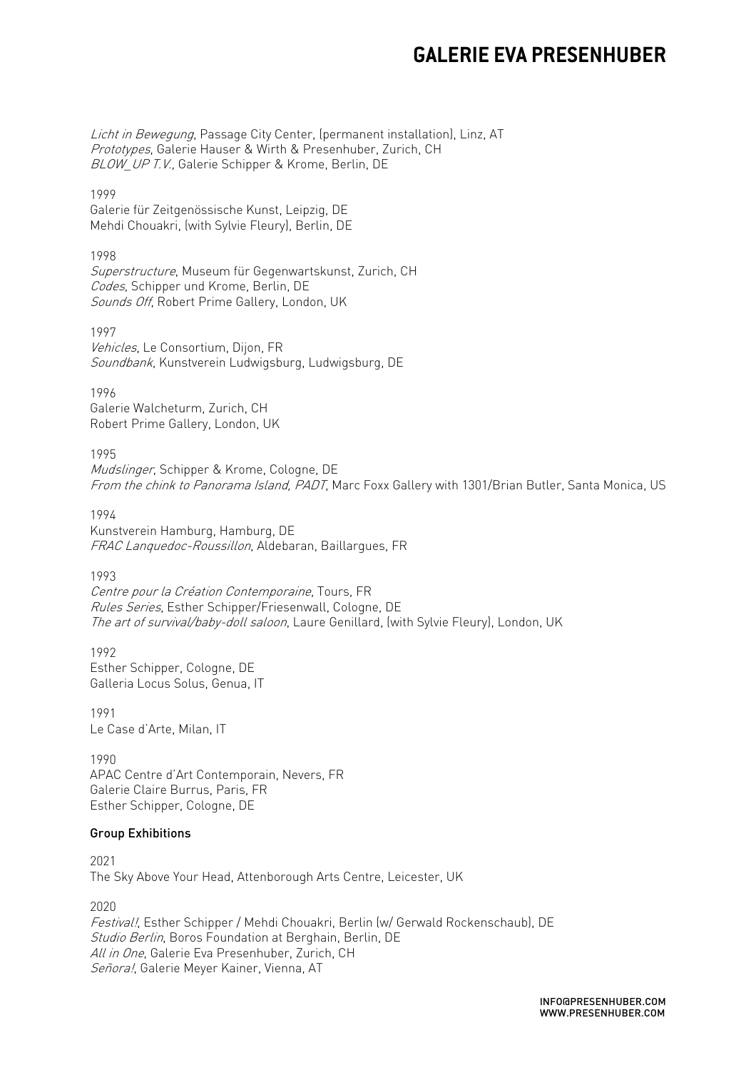*Licht in Bewegung*, Passage City Center, (permanent installation), Linz, AT
*Prototypes*, Galerie Hauser & Wirth & Presenhuber, Zurich, CH
*BLOW_UP T.V.,* Galerie Schipper & Krome, Berlin, DE

1999
Galerie für Zeitgenössische Kunst, Leipzig, DE
Mehdi Chouakri, (with Sylvie Fleury), Berlin, DE

1998
*Superstructure*, Museum für Gegenwartskunst, Zurich, CH
*Codes*, Schipper und Krome, Berlin, DE
*Sounds Off*, Robert Prime Gallery, London, UK

1997
*Vehicles*, Le Consortium, Dijon, FR
*Soundbank*, Kunstverein Ludwigsburg, Ludwigsburg, DE

1996
Galerie Walcheturm, Zurich, CH
Robert Prime Gallery, London, UK

1995
*Mudslinger*, Schipper & Krome, Cologne, DE
*From the chink to Panorama Island, PADT*, Marc Foxx Gallery with 1301/Brian Butler, Santa Monica, US

1994
Kunstverein Hamburg, Hamburg, DE
*FRAC Lanquedoc-Roussillon*, Aldebaran, Baillargues, FR

1993
*Centre pour la Création Contemporaine*, Tours, FR
*Rules Series*, Esther Schipper/Friesenwall, Cologne, DE
*The art of survival/baby-doll saloon*, Laure Genillard, (with Sylvie Fleury), London, UK

1992
Esther Schipper, Cologne, DE
Galleria Locus Solus, Genua, IT

1991
Le Case d'Arte, Milan, IT

1990
APAC Centre d'Art Contemporain, Nevers, FR
Galerie Claire Burrus, Paris, FR
Esther Schipper, Cologne, DE

**Group Exhibitions**

2021
The Sky Above Your Head, Attenborough Arts Centre, Leicester, UK

2020
*Festival!*, Esther Schipper / Mehdi Chouakri, Berlin (w/ Gerwald Rockenschaub), DE
*Studio Berlin*, Boros Foundation at Berghain, Berlin, DE
*All in One*, Galerie Eva Presenhuber, Zurich, CH
*Señora!*, Galerie Meyer Kainer, Vienna, AT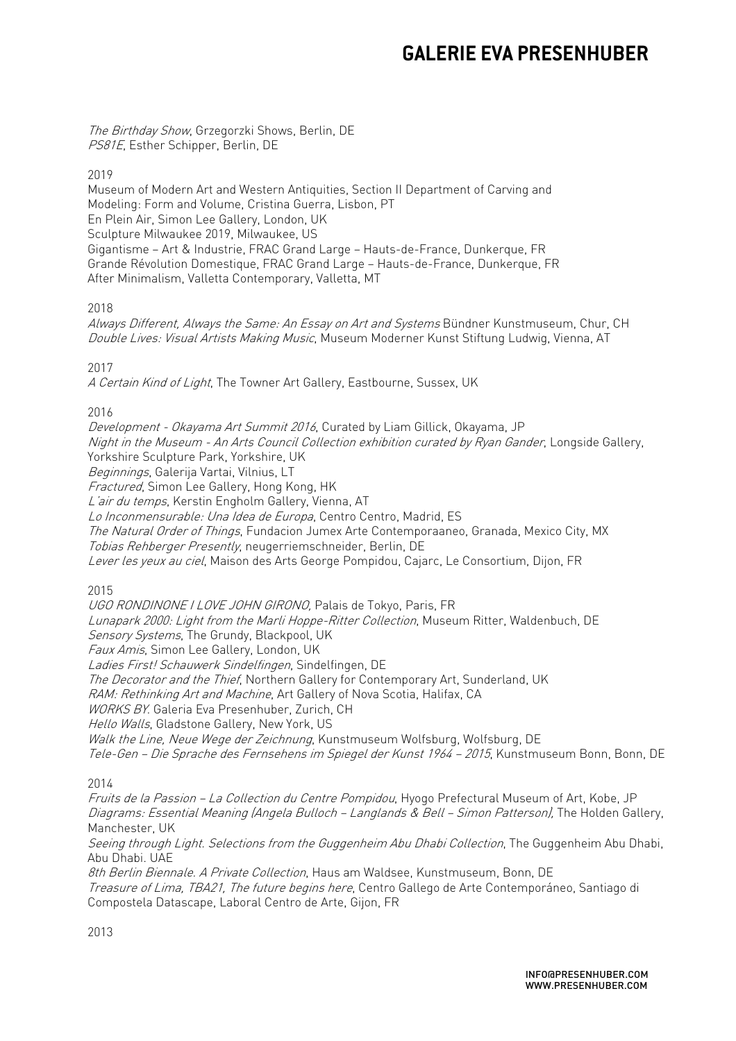*The Birthday Show*, Grzegorzki Shows, Berlin, DE
*PS81E*, Esther Schipper, Berlin, DE

2019

Museum of Modern Art and Western Antiquities, Section II Department of Carving and Modeling: Form and Volume, Cristina Guerra, Lisbon, PT
En Plein Air, Simon Lee Gallery, London, UK
Sculpture Milwaukee 2019, Milwaukee, US
Gigantisme – Art & Industrie, FRAC Grand Large – Hauts-de-France, Dunkerque, FR
Grande Révolution Domestique, FRAC Grand Large – Hauts-de-France, Dunkerque, FR
After Minimalism, Valletta Contemporary, Valletta, MT

2018

*Always Different, Always the Same: An Essay on Art and Systems* Bündner Kunstmuseum, Chur, CH
*Double Lives: Visual Artists Making Music*, Museum Moderner Kunst Stiftung Ludwig, Vienna, AT

2017

*A Certain Kind of Light*, The Towner Art Gallery, Eastbourne, Sussex, UK

2016

*Development - Okayama Art Summit 2016*, Curated by Liam Gillick, Okayama, JP
*Night in the Museum - An Arts Council Collection exhibition curated by Ryan Gander*, Longside Gallery, Yorkshire Sculpture Park, Yorkshire, UK
*Beginnings*, Galerija Vartai, Vilnius, LT
*Fractured*, Simon Lee Gallery, Hong Kong, HK
*L'air du temps*, Kerstin Engholm Gallery, Vienna, AT
*Lo Inconmensurable: Una Idea de Europa*, Centro Centro, Madrid, ES
*The Natural Order of Things*, Fundacion Jumex Arte Contemporaaneo, Granada, Mexico City, MX
*Tobias Rehberger Presently*, neugerriemschneider, Berlin, DE
*Lever les yeux au ciel*, Maison des Arts George Pompidou, Cajarc, Le Consortium, Dijon, FR

2015

*UGO RONDINONE I LOVE JOHN GIRONO*, Palais de Tokyo, Paris, FR
*Lunapark 2000: Light from the Marli Hoppe-Ritter Collection*, Museum Ritter, Waldenbuch, DE
*Sensory Systems*, The Grundy, Blackpool, UK
*Faux Amis*, Simon Lee Gallery, London, UK
*Ladies First! Schauwerk Sindelfingen*, Sindelfingen, DE
*The Decorator and the Thief*, Northern Gallery for Contemporary Art, Sunderland, UK
*RAM: Rethinking Art and Machine*, Art Gallery of Nova Scotia, Halifax, CA
*WORKS BY*. Galeria Eva Presenhuber, Zurich, CH
*Hello Walls*, Gladstone Gallery, New York, US
*Walk the Line, Neue Wege der Zeichnung*, Kunstmuseum Wolfsburg, Wolfsburg, DE
*Tele-Gen – Die Sprache des Fernsehens im Spiegel der Kunst 1964 – 2015*, Kunstmuseum Bonn, Bonn, DE

2014

*Fruits de la Passion – La Collection du Centre Pompidou*, Hyogo Prefectural Museum of Art, Kobe, JP
*Diagrams: Essential Meaning (Angela Bulloch – Langlands & Bell – Simon Patterson)*, The Holden Gallery, Manchester, UK
*Seeing through Light. Selections from the Guggenheim Abu Dhabi Collection*, The Guggenheim Abu Dhabi, Abu Dhabi. UAE
*8th Berlin Biennale. A Private Collection*, Haus am Waldsee, Kunstmuseum, Bonn, DE
*Treasure of Lima, TBA21, The future begins here*, Centro Gallego de Arte Contemporáneo, Santiago di Compostela Datascape, Laboral Centro de Arte, Gijon, FR

2013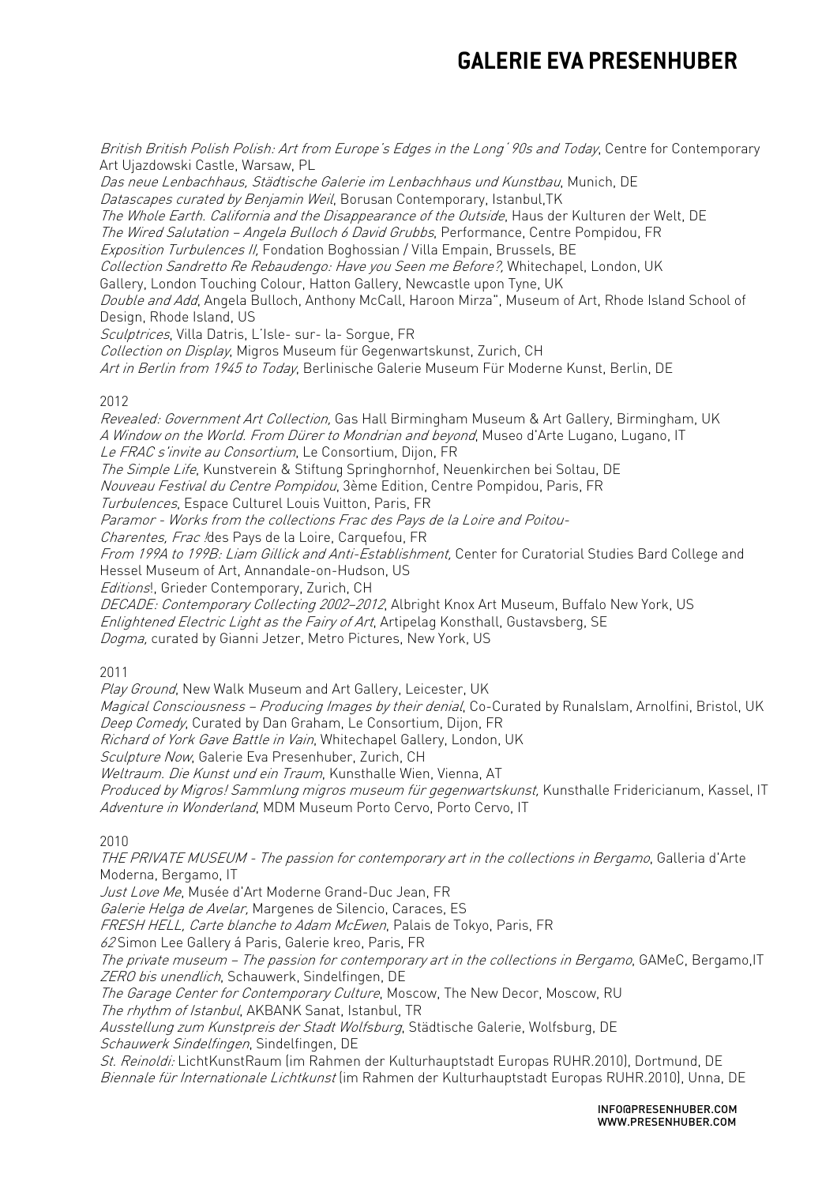*British British Polish Polish: Art from Europe's Edges in the Long' 90s and Today*, Centre for Contemporary Art Ujazdowski Castle, Warsaw, PL
*Das neue Lenbachhaus, Städtische Galerie im Lenbachhaus und Kunstbau*, Munich, DE
*Datascapes curated by Benjamin Weil*, Borusan Contemporary, Istanbul,TK
*The Whole Earth. California and the Disappearance of the Outside*, Haus der Kulturen der Welt, DE
*The Wired Salutation – Angela Bulloch 6 David Grubbs*, Performance, Centre Pompidou, FR
*Exposition Turbulences II,* Fondation Boghossian / Villa Empain, Brussels, BE
*Collection Sandretto Re Rebaudengo: Have you Seen me Before?,* Whitechapel, London, UK
Gallery, London Touching Colour, Hatton Gallery, Newcastle upon Tyne, UK
*Double and Add*, Angela Bulloch, Anthony McCall, Haroon Mirza", Museum of Art, Rhode Island School of Design, Rhode Island, US
*Sculptrices*, Villa Datris, L'Isle- sur- la- Sorgue, FR
*Collection on Display*, Migros Museum für Gegenwartskunst, Zurich, CH
*Art in Berlin from 1945 to Today*, Berlinische Galerie Museum Für Moderne Kunst, Berlin, DE

2012
*Revealed: Government Art Collection,* Gas Hall Birmingham Museum & Art Gallery, Birmingham, UK
*A Window on the World. From Dürer to Mondrian and beyond*, Museo d'Arte Lugano, Lugano, IT
*Le FRAC s'invite au Consortium*, Le Consortium, Dijon, FR
*The Simple Life*, Kunstverein & Stiftung Springhornhof, Neuenkirchen bei Soltau, DE
*Nouveau Festival du Centre Pompidou*, 3ème Edition, Centre Pompidou, Paris, FR
*Turbulences*, Espace Culturel Louis Vuitton, Paris, FR
*Paramor - Works from the collections Frac des Pays de la Loire and Poitou-Charentes, Frac !*des Pays de la Loire, Carquefou, FR
*From 199A to 199B: Liam Gillick and Anti-Establishment,* Center for Curatorial Studies Bard College and Hessel Museum of Art, Annandale-on-Hudson, US
*Editions*!, Grieder Contemporary, Zurich, CH
*DECADE: Contemporary Collecting 2002–2012*, Albright Knox Art Museum, Buffalo New York, US
*Enlightened Electric Light as the Fairy of Art*, Artipelag Konsthall, Gustavsberg, SE
*Dogma,* curated by Gianni Jetzer, Metro Pictures, New York, US

2011
*Play Ground*, New Walk Museum and Art Gallery, Leicester, UK
*Magical Consciousness – Producing Images by their denial*, Co-Curated by RunaIslam, Arnolfini, Bristol, UK
*Deep Comedy*, Curated by Dan Graham, Le Consortium, Dijon, FR
*Richard of York Gave Battle in Vain*, Whitechapel Gallery, London, UK
*Sculpture Now*, Galerie Eva Presenhuber, Zurich, CH
*Weltraum. Die Kunst und ein Traum*, Kunsthalle Wien, Vienna, AT
*Produced by Migros! Sammlung migros museum für gegenwartskunst,* Kunsthalle Fridericianum, Kassel, IT
*Adventure in Wonderland*, MDM Museum Porto Cervo, Porto Cervo, IT

2010
*THE PRIVATE MUSEUM - The passion for contemporary art in the collections in Bergamo*, Galleria d'Arte Moderna, Bergamo, IT
*Just Love Me*, Musée d'Art Moderne Grand-Duc Jean, FR
*Galerie Helga de Avelar,* Margenes de Silencio, Caraces, ES
*FRESH HELL, Carte blanche to Adam McEwen*, Palais de Tokyo, Paris, FR
*62* Simon Lee Gallery á Paris, Galerie kreo, Paris, FR
*The private museum – The passion for contemporary art in the collections in Bergamo*, GAMeC, Bergamo,IT
*ZERO bis unendlich*, Schauwerk, Sindelfingen, DE
*The Garage Center for Contemporary Culture*, Moscow, The New Decor, Moscow, RU
*The rhythm of Istanbul*, AKBANK Sanat, Istanbul, TR
*Ausstellung zum Kunstpreis der Stadt Wolfsburg*, Städtische Galerie, Wolfsburg, DE
*Schauwerk Sindelfingen*, Sindelfingen, DE
*St. Reinoldi:* LichtKunstRaum (im Rahmen der Kulturhauptstadt Europas RUHR.2010), Dortmund, DE
*Biennale für Internationale Lichtkunst* (im Rahmen der Kulturhauptstadt Europas RUHR.2010), Unna, DE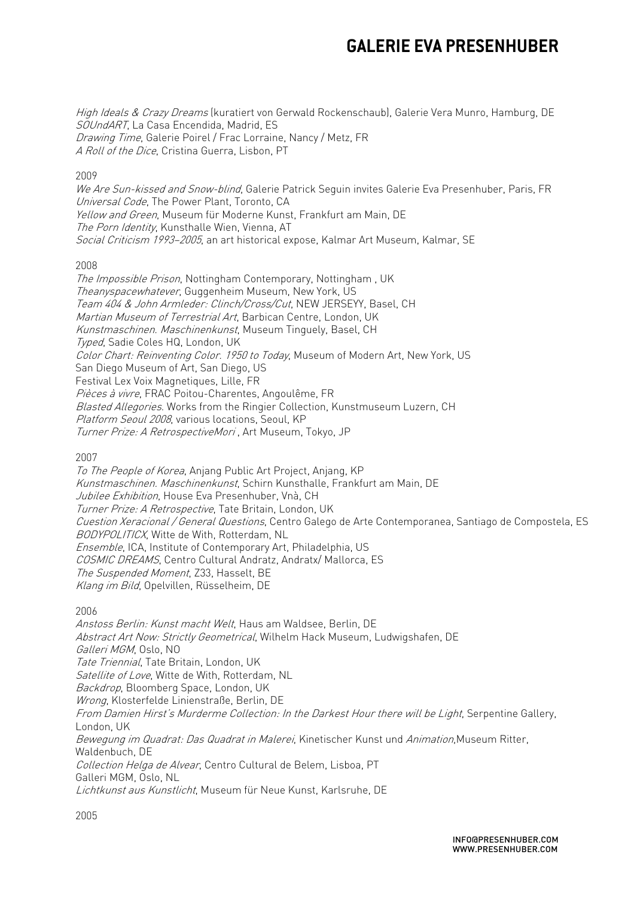*High Ideals & Crazy Dreams* (kuratiert von Gerwald Rockenschaub), Galerie Vera Munro, Hamburg, DE
*SOUndART*, La Casa Encendida, Madrid, ES
*Drawing Time*, Galerie Poirel / Frac Lorraine, Nancy / Metz, FR
*A Roll of the Dice*, Cristina Guerra, Lisbon, PT

2009

*We Are Sun-kissed and Snow-blind*, Galerie Patrick Seguin invites Galerie Eva Presenhuber, Paris, FR
*Universal Code*, The Power Plant, Toronto, CA
*Yellow and Green*, Museum für Moderne Kunst, Frankfurt am Main, DE
*The Porn Identity*, Kunsthalle Wien, Vienna, AT
*Social Criticism 1993–2005*, an art historical expose, Kalmar Art Museum, Kalmar, SE

2008

*The Impossible Prison*, Nottingham Contemporary, Nottingham , UK
*Theanyspacewhatever*, Guggenheim Museum, New York, US
*Team 404 & John Armleder: Clinch/Cross/Cut*, NEW JERSEYY, Basel, CH
*Martian Museum of Terrestrial Art*, Barbican Centre, London, UK
*Kunstmaschinen. Maschinenkunst*, Museum Tinguely, Basel, CH
*Typed*, Sadie Coles HQ, London, UK
*Color Chart: Reinventing Color. 1950 to Today*, Museum of Modern Art, New York, US
San Diego Museum of Art, San Diego, US
Festival Lex Voix Magnetiques, Lille, FR
*Pièces à vivre*, FRAC Poitou-Charentes, Angoulême, FR
*Blasted Allegories*. Works from the Ringier Collection, Kunstmuseum Luzern, CH
*Platform Seoul 2008*, various locations, Seoul, KP
*Turner Prize: A RetrospectiveMori* , Art Museum, Tokyo, JP

2007

*To The People of Korea*, Anjang Public Art Project, Anjang, KP
*Kunstmaschinen. Maschinenkunst*, Schirn Kunsthalle, Frankfurt am Main, DE
*Jubilee Exhibition*, House Eva Presenhuber, Vnà, CH
*Turner Prize: A Retrospective*, Tate Britain, London, UK
*Cuestion Xeracional / General Questions*, Centro Galego de Arte Contemporanea, Santiago de Compostela, ES
*BODYPOLITICX*, Witte de With, Rotterdam, NL
*Ensemble*, ICA, Institute of Contemporary Art, Philadelphia, US
*COSMIC DREAMS*, Centro Cultural Andratz, Andratx/ Mallorca, ES
*The Suspended Moment*, Z33, Hasselt, BE
*Klang im Bild*, Opelvillen, Rüsselheim, DE

2006

*Anstoss Berlin: Kunst macht Welt*, Haus am Waldsee, Berlin, DE
*Abstract Art Now: Strictly Geometrical*, Wilhelm Hack Museum, Ludwigshafen, DE
*Galleri MGM*, Oslo, NO
*Tate Triennial*, Tate Britain, London, UK
*Satellite of Love*, Witte de With, Rotterdam, NL
*Backdrop*, Bloomberg Space, London, UK
*Wrong*, Klosterfelde Linienstraße, Berlin, DE
*From Damien Hirst's Murderme Collection: In the Darkest Hour there will be Light*, Serpentine Gallery, London, UK
*Bewegung im Quadrat: Das Quadrat in Malerei*, Kinetischer Kunst und *Animation*,Museum Ritter, Waldenbuch, DE
*Collection Helga de Alvear*, Centro Cultural de Belem, Lisboa, PT
Galleri MGM, Oslo, NL
*Lichtkunst aus Kunstlicht*, Museum für Neue Kunst, Karlsruhe, DE

2005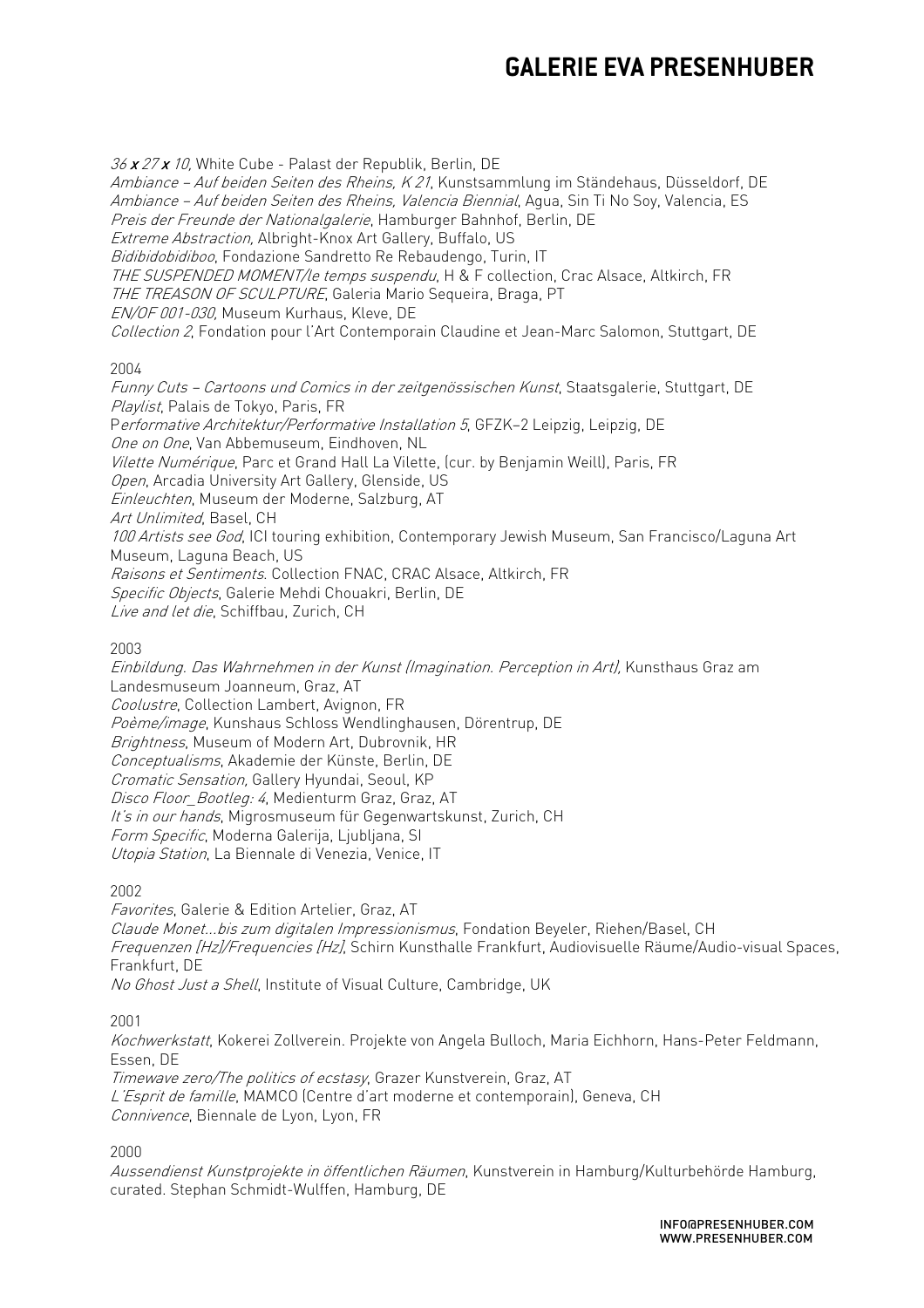*36 x 27 x 10*, White Cube - Palast der Republik, Berlin, DE
*Ambiance – Auf beiden Seiten des Rheins, K 21*, Kunstsammlung im Ständehaus, Düsseldorf, DE
*Ambiance – Auf beiden Seiten des Rheins, Valencia Biennial*, Agua, Sin Ti No Soy, Valencia, ES
*Preis der Freunde der Nationalgalerie*, Hamburger Bahnhof, Berlin, DE
*Extreme Abstraction,* Albright-Knox Art Gallery, Buffalo, US
*Bidibidobidiboo*, Fondazione Sandretto Re Rebaudengo, Turin, IT
*THE SUSPENDED MOMENT/le temps suspendu*, H & F collection, Crac Alsace, Altkirch, FR
*THE TREASON OF SCULPTURE*, Galeria Mario Sequeira, Braga, PT
*EN/OF 001-030,* Museum Kurhaus, Kleve, DE
*Collection 2*, Fondation pour l'Art Contemporain Claudine et Jean-Marc Salomon, Stuttgart, DE

2004

*Funny Cuts – Cartoons und Comics in der zeitgenössischen Kunst*, Staatsgalerie, Stuttgart, DE
*Playlist*, Palais de Tokyo, Paris, FR
P*erformative Architektur/Performative Installation 5*, GFZK–2 Leipzig, Leipzig, DE
*One on One*, Van Abbemuseum, Eindhoven, NL
*Vilette Numérique*, Parc et Grand Hall La Vilette, (cur. by Benjamin Weill), Paris, FR
*Open*, Arcadia University Art Gallery, Glenside, US
*Einleuchten*, Museum der Moderne, Salzburg, AT
*Art Unlimited*, Basel, CH
*100 Artists see God*, ICI touring exhibition, Contemporary Jewish Museum, San Francisco/Laguna Art Museum, Laguna Beach, US
*Raisons et Sentiments*. Collection FNAC, CRAC Alsace, Altkirch, FR
*Specific Objects*, Galerie Mehdi Chouakri, Berlin, DE
*Live and let die*, Schiffbau, Zurich, CH

2003

*Einbildung. Das Wahrnehmen in der Kunst (Imagination. Perception in Art),* Kunsthaus Graz am Landesmuseum Joanneum, Graz, AT
*Coolustre*, Collection Lambert, Avignon, FR
*Poème/image*, Kunshaus Schloss Wendlinghausen, Dörentrup, DE
*Brightness*, Museum of Modern Art, Dubrovnik, HR
*Conceptualisms*, Akademie der Künste, Berlin, DE
*Cromatic Sensation,* Gallery Hyundai, Seoul, KP
*Disco Floor_Bootleg: 4*, Medienturm Graz, Graz, AT
*It's in our hands*, Migrosmuseum für Gegenwartskunst, Zurich, CH
*Form Specific*, Moderna Galerija, Ljubljana, SI
*Utopia Station*, La Biennale di Venezia, Venice, IT

2002

*Favorites*, Galerie & Edition Artelier, Graz, AT
*Claude Monet...bis zum digitalen Impressionismus*, Fondation Beyeler, Riehen/Basel, CH
*Frequenzen [Hz]/Frequencies [Hz]*, Schirn Kunsthalle Frankfurt, Audiovisuelle Räume/Audio-visual Spaces, Frankfurt, DE
*No Ghost Just a Shell*, Institute of Visual Culture, Cambridge, UK

2001

*Kochwerkstatt*, Kokerei Zollverein. Projekte von Angela Bulloch, Maria Eichhorn, Hans-Peter Feldmann, Essen, DE
*Timewave zero/The politics of ecstasy*, Grazer Kunstverein, Graz, AT
*L'Esprit de famille*, MAMCO (Centre d'art moderne et contemporain), Geneva, CH
*Connivence*, Biennale de Lyon, Lyon, FR

2000

*Aussendienst Kunstprojekte in öffentlichen Räumen*, Kunstverein in Hamburg/Kulturbehörde Hamburg, curated. Stephan Schmidt-Wulffen, Hamburg, DE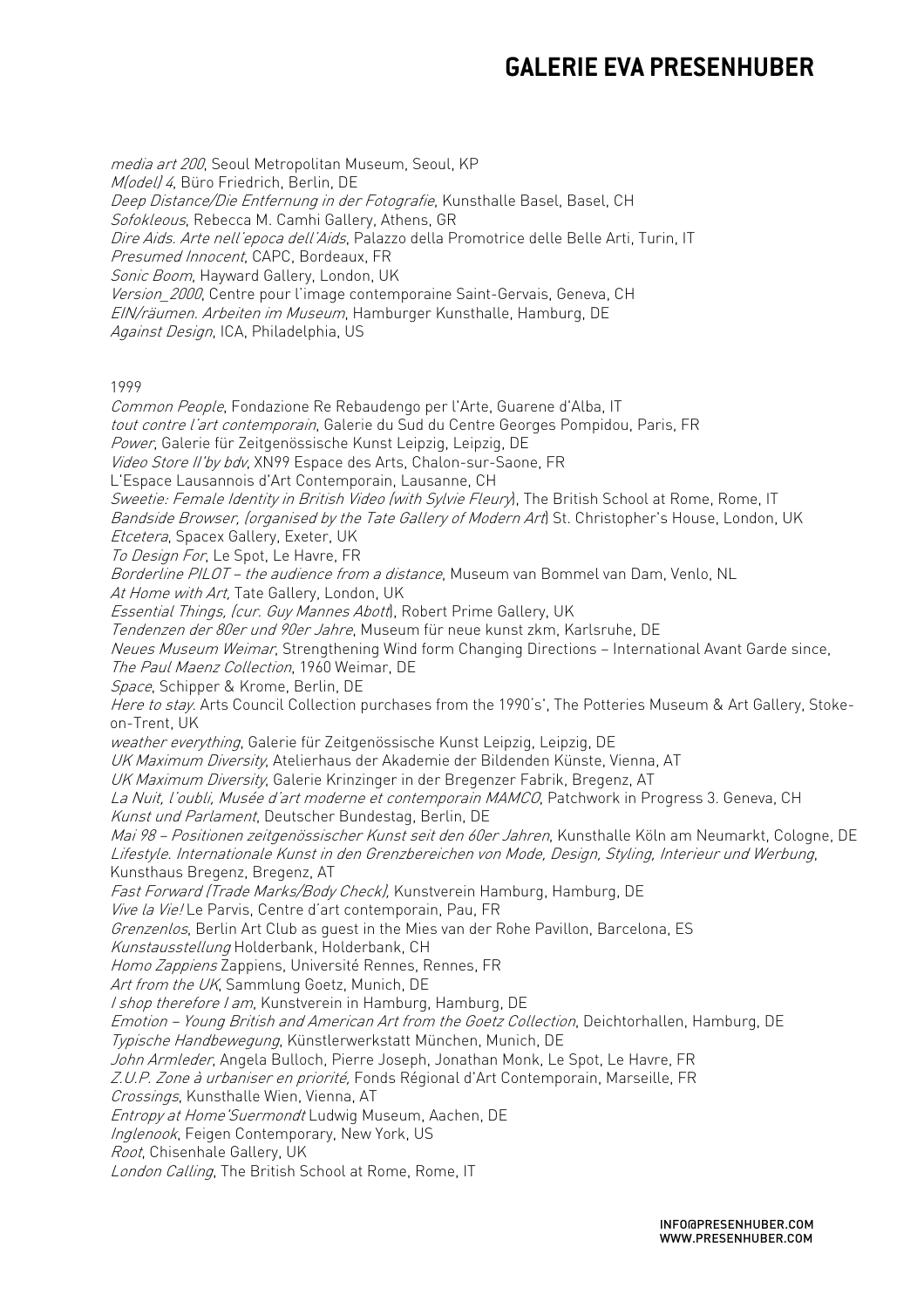*media art 200*, Seoul Metropolitan Museum, Seoul, KP
*M(odel) 4*, Büro Friedrich, Berlin, DE
*Deep Distance/Die Entfernung in der Fotografie*, Kunsthalle Basel, Basel, CH
*Sofokleous*, Rebecca M. Camhi Gallery, Athens, GR
*Dire Aids. Arte nell'epoca dell'Aids*, Palazzo della Promotrice delle Belle Arti, Turin, IT
*Presumed Innocent*, CAPC, Bordeaux, FR
*Sonic Boom*, Hayward Gallery, London, UK
*Version_2000*, Centre pour l'image contemporaine Saint-Gervais, Geneva, CH
*EIN/räumen. Arbeiten im Museum*, Hamburger Kunsthalle, Hamburg, DE
*Against Design*, ICA, Philadelphia, US

1999
*Common People*, Fondazione Re Rebaudengo per l'Arte, Guarene d'Alba, IT
*tout contre l'art contemporain*, Galerie du Sud du Centre Georges Pompidou, Paris, FR
*Power*, Galerie für Zeitgenössische Kunst Leipzig, Leipzig, DE
*Video Store II'by bdv*, XN99 Espace des Arts, Chalon-sur-Saone, FR
L'Espace Lausannois d'Art Contemporain, Lausanne, CH
*Sweetie: Female Identity in British Video (with Sylvie Fleury*), The British School at Rome, Rome, IT
*Bandside Browser, (organised by the Tate Gallery of Modern Art*) St. Christopher's House, London, UK
*Etcetera*, Spacex Gallery, Exeter, UK
*To Design For*, Le Spot, Le Havre, FR
*Borderline PILOT – the audience from a distance*, Museum van Bommel van Dam, Venlo, NL
*At Home with Art*, Tate Gallery, London, UK
*Essential Things, (cur. Guy Mannes Abott*), Robert Prime Gallery, UK
*Tendenzen der 80er und 90er Jahre*, Museum für neue kunst zkm, Karlsruhe, DE
*Neues Museum Weimar*, Strengthening Wind form Changing Directions – International Avant Garde since,
*The Paul Maenz Collection*, 1960 Weimar, DE
*Space*, Schipper & Krome, Berlin, DE
*Here to stay*. Arts Council Collection purchases from the 1990's', The Potteries Museum & Art Gallery, Stoke-on-Trent, UK
*weather everything*, Galerie für Zeitgenössische Kunst Leipzig, Leipzig, DE
*UK Maximum Diversity*, Atelierhaus der Akademie der Bildenden Künste, Vienna, AT
*UK Maximum Diversity*, Galerie Krinzinger in der Bregenzer Fabrik, Bregenz, AT
*La Nuit, l'oubli, Musée d'art moderne et contemporain MAMCO*, Patchwork in Progress 3. Geneva, CH
*Kunst und Parlament*, Deutscher Bundestag, Berlin, DE
*Mai 98 – Positionen zeitgenössischer Kunst seit den 60er Jahren*, Kunsthalle Köln am Neumarkt, Cologne, DE
*Lifestyle. Internationale Kunst in den Grenzbereichen von Mode, Design, Styling, Interieur und Werbung*, Kunsthaus Bregenz, Bregenz, AT
*Fast Forward (Trade Marks/Body Check)*, Kunstverein Hamburg, Hamburg, DE
*Vive la Vie!* Le Parvis, Centre d'art contemporain, Pau, FR
*Grenzenlos*, Berlin Art Club as guest in the Mies van der Rohe Pavillon, Barcelona, ES
*Kunstausstellung* Holderbank, Holderbank, CH
*Homo Zappiens* Zappiens, Université Rennes, Rennes, FR
*Art from the UK*, Sammlung Goetz, Munich, DE
*I shop therefore I am*, Kunstverein in Hamburg, Hamburg, DE
*Emotion – Young British and American Art from the Goetz Collection*, Deichtorhallen, Hamburg, DE
*Typische Handbewegung*, Künstlerwerkstatt München, Munich, DE
*John Armleder*, Angela Bulloch, Pierre Joseph, Jonathan Monk, Le Spot, Le Havre, FR
*Z.U.P. Zone à urbaniser en priorité*, Fonds Régional d'Art Contemporain, Marseille, FR
*Crossings*, Kunsthalle Wien, Vienna, AT
*Entropy at Home'Suermondt* Ludwig Museum, Aachen, DE
*Inglenook*, Feigen Contemporary, New York, US
*Root*, Chisenhale Gallery, UK
*London Calling*, The British School at Rome, Rome, IT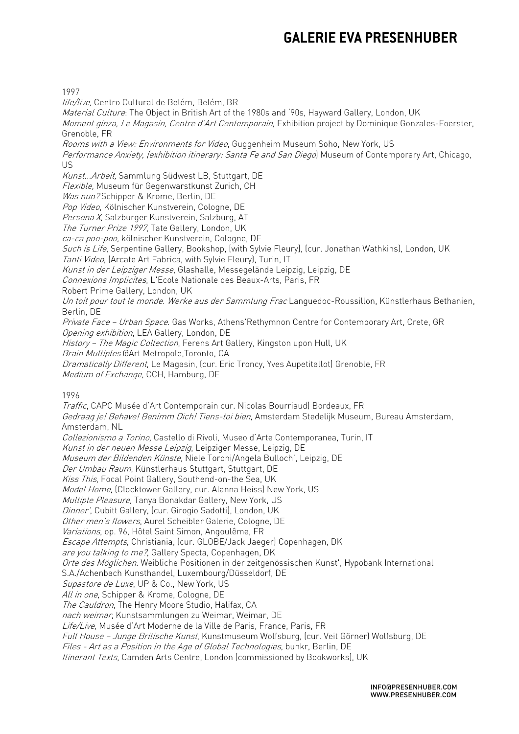1997

*life/live,* Centro Cultural de Belém, Belém, BR
*Material Culture*: The Object in British Art of the 1980s and '90s, Hayward Gallery, London, UK
*Moment ginza, Le Magasin, Centre d'Art Contemporain*, Exhibition project by Dominique Gonzales-Foerster, Grenoble, FR
*Rooms with a View: Environments for Video*, Guggenheim Museum Soho, New York, US
*Performance Anxiety, (exhibition itinerary: Santa Fe and San Diego*) Museum of Contemporary Art, Chicago, US
*Kunst...Arbeit,* Sammlung Südwest LB, Stuttgart, DE
*Flexible,* Museum für Gegenwarstkunst Zurich, CH
*Was nun?* Schipper & Krome, Berlin, DE
*Pop Video*, Kölnischer Kunstverein, Cologne, DE
*Persona X,* Salzburger Kunstverein, Salzburg, AT
*The Turner Prize 1997*, Tate Gallery, London, UK
*ca-ca poo-poo,* kölnischer Kunstverein, Cologne, DE
*Such is Life*, Serpentine Gallery, Bookshop, [with Sylvie Fleury], (cur. Jonathan Wathkins), London, UK
*Tanti Video*, (Arcate Art Fabrica, with Sylvie Fleury), Turin, IT
*Kunst in der Leipziger Messe*, Glashalle, Messegelände Leipzig, Leipzig, DE
*Connexions Implicites*, L'Ecole Nationale des Beaux-Arts, Paris, FR
Robert Prime Gallery, London, UK
*Un toit pour tout le monde. Werke aus der Sammlung Frac* Languedoc-Roussillon, Künstlerhaus Bethanien, Berlin, DE
*Private Face – Urban Space*. Gas Works, Athens'Rethymnon Centre for Contemporary Art, Crete, GR
*Opening exhibition*, LEA Gallery, London, DE
*History – The Magic Collection*, Ferens Art Gallery, Kingston upon Hull, UK
*Brain Multiples* @Art Metropole,Toronto, CA
*Dramatically Different*, Le Magasin, (cur. Eric Troncy, Yves Aupetitallot) Grenoble, FR
*Medium of Exchange*, CCH, Hamburg, DE

1996

*Traffic*, CAPC Musée d'Art Contemporain cur. Nicolas Bourriaud) Bordeaux, FR
*Gedraag je! Behave! Benimm Dich! Tiens-toi bien*, Amsterdam Stedelijk Museum, Bureau Amsterdam, Amsterdam, NL
*Collezionismo a Torino,* Castello di Rivoli, Museo d'Arte Contemporanea, Turin, IT
*Kunst in der neuen Messe Leipzig*, Leipziger Messe, Leipzig, DE
*Museum der Bildenden Künste*, Niele Toroni/Angela Bulloch', Leipzig, DE
*Der Umbau Raum*, Künstlerhaus Stuttgart, Stuttgart, DE
*Kiss This,* Focal Point Gallery, Southend-on-the Sea, UK
*Model Home*, (Clocktower Gallery, cur. Alanna Heiss) New York, US
*Multiple Pleasure,* Tanya Bonakdar Gallery, New York, US
*Dinner'*, Cubitt Gallery, (cur. Girogio Sadotti), London, UK
*Other men's flowers*, Aurel Scheibler Galerie, Cologne, DE
*Variations*, op. 96, Hôtel Saint Simon, Angoulême, FR
*Escape Attempts*, Christiania, (cur. GLOBE/Jack Jaeger) Copenhagen, DK
*are you talking to me?*, Gallery Specta, Copenhagen, DK
*Orte des Möglichen*. Weibliche Positionen in der zeitgenössischen Kunst', Hypobank International S.A./Achenbach Kunsthandel, Luxembourg/Düsseldorf, DE
*Supastore de Luxe*, UP & Co., New York, US
*All in one*, Schipper & Krome, Cologne, DE
*The Cauldron*, The Henry Moore Studio, Halifax, CA
*nach weimar*, Kunstsammlungen zu Weimar, Weimar, DE
*Life/Live,* Musée d'Art Moderne de la Ville de Paris, France, Paris, FR
*Full House – Junge Britische Kunst*, Kunstmuseum Wolfsburg, (cur. Veit Görner) Wolfsburg, DE
*Files - Art as a Position in the Age of Global Technologies*, bunkr, Berlin, DE
*Itinerant Texts*, Camden Arts Centre, London (commissioned by Bookworks), UK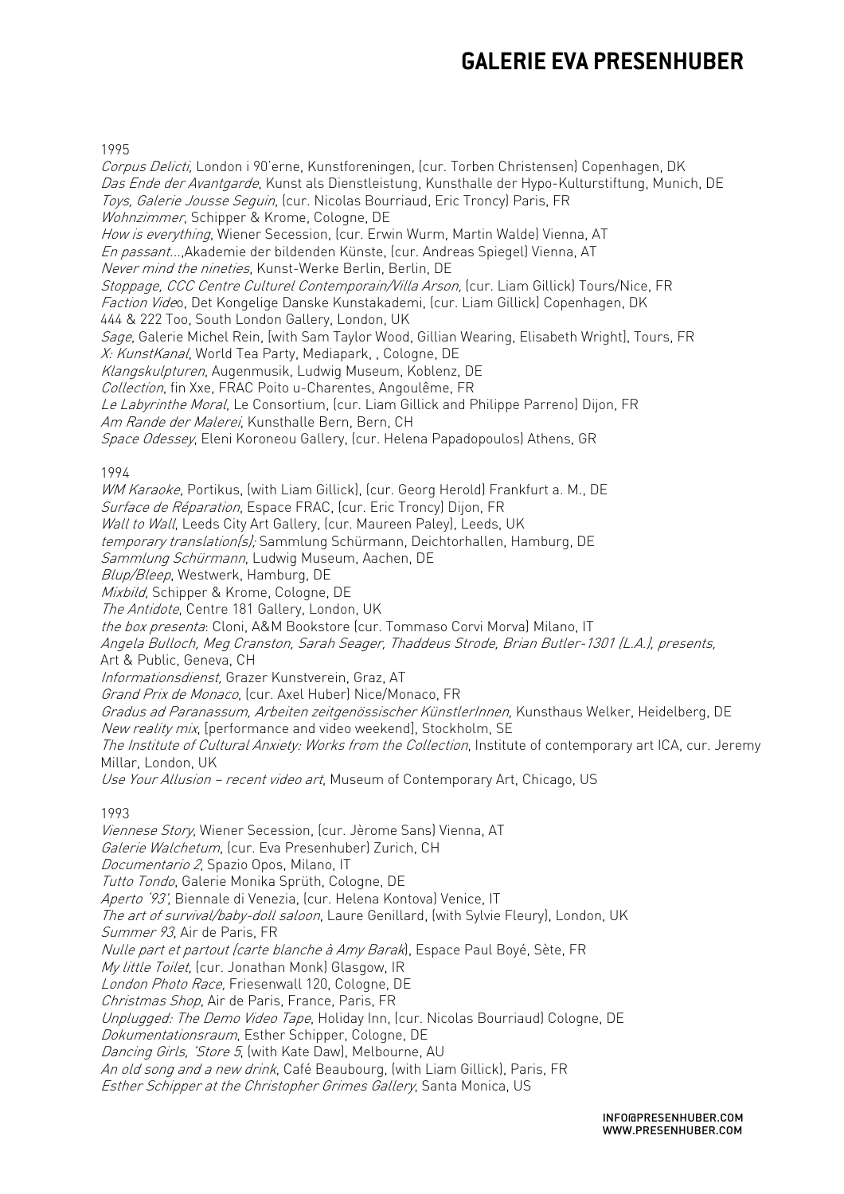1995

*Corpus Delicti,* London i 90'erne, Kunstforeningen, (cur. Torben Christensen) Copenhagen, DK
*Das Ende der Avantgarde*, Kunst als Dienstleistung, Kunsthalle der Hypo-Kulturstiftung, Munich, DE
*Toys, Galerie Jousse Seguin*, (cur. Nicolas Bourriaud, Eric Troncy) Paris, FR
*Wohnzimmer*, Schipper & Krome, Cologne, DE
*How is everything*, Wiener Secession, (cur. Erwin Wurm, Martin Walde) Vienna, AT
*En passant...*,Akademie der bildenden Künste, (cur. Andreas Spiegel) Vienna, AT
*Never mind the nineties*, Kunst-Werke Berlin, Berlin, DE
*Stoppage, CCC Centre Culturel Contemporain/Villa Arson,* (cur. Liam Gillick) Tours/Nice, FR
*Faction Vide*o, Det Kongelige Danske Kunstakademi, (cur. Liam Gillick) Copenhagen, DK
444 & 222 Too, South London Gallery, London, UK
*Sage*, Galerie Michel Rein, [with Sam Taylor Wood, Gillian Wearing, Elisabeth Wright], Tours, FR
*X: KunstKanal*, World Tea Party, Mediapark, , Cologne, DE
*Klangskulpturen*, Augenmusik, Ludwig Museum, Koblenz, DE
*Collection*, fin Xxe, FRAC Poito u-Charentes, Angoulême, FR
*Le Labyrinthe Moral*, Le Consortium, (cur. Liam Gillick and Philippe Parreno) Dijon, FR
*Am Rande der Malerei*, Kunsthalle Bern, Bern, CH
*Space Odessey*, Eleni Koroneou Gallery, (cur. Helena Papadopoulos) Athens, GR

1994

*WM Karaoke*, Portikus, (with Liam Gillick), (cur. Georg Herold) Frankfurt a. M., DE
*Surface de Réparation*, Espace FRAC, (cur. Eric Troncy) Dijon, FR
*Wall to Wall*, Leeds City Art Gallery, (cur. Maureen Paley), Leeds, UK
*temporary translation(s);* Sammlung Schürmann, Deichtorhallen, Hamburg, DE
*Sammlung Schürmann*, Ludwig Museum, Aachen, DE
*Blup/Bleep*, Westwerk, Hamburg, DE
*Mixbild*, Schipper & Krome, Cologne, DE
*The Antidote*, Centre 181 Gallery, London, UK
*the box presenta*: Cloni, A&M Bookstore (cur. Tommaso Corvi Morva) Milano, IT
*Angela Bulloch, Meg Cranston, Sarah Seager, Thaddeus Strode, Brian Butler-1301 (L.A.), presents,* Art & Public, Geneva, CH
*Informationsdienst,* Grazer Kunstverein, Graz, AT
*Grand Prix de Monaco*, (cur. Axel Huber) Nice/Monaco, FR
*Gradus ad Paranassum, Arbeiten zeitgenössischer KünstlerInnen,* Kunsthaus Welker, Heidelberg, DE
*New reality mix*, [performance and video weekend], Stockholm, SE
*The Institute of Cultural Anxiety: Works from the Collection*, Institute of contemporary art ICA, cur. Jeremy Millar, London, UK
*Use Your Allusion – recent video art*, Museum of Contemporary Art, Chicago, US

1993

*Viennese Story*, Wiener Secession, (cur. Jèrome Sans) Vienna, AT
*Galerie Walchetum*, (cur. Eva Presenhuber) Zurich, CH
*Documentario 2*, Spazio Opos, Milano, IT
*Tutto Tondo*, Galerie Monika Sprüth, Cologne, DE
*Aperto '93'*, Biennale di Venezia, (cur. Helena Kontova) Venice, IT
*The art of survival/baby-doll saloon*, Laure Genillard, (with Sylvie Fleury), London, UK
*Summer 93*, Air de Paris, FR
*Nulle part et partout (carte blanche à Amy Barak*), Espace Paul Boyé, Sète, FR
*My little Toilet*, (cur. Jonathan Monk) Glasgow, IR
*London Photo Race,* Friesenwall 120, Cologne, DE
*Christmas Shop*, Air de Paris, France, Paris, FR
*Unplugged: The Demo Video Tape*, Holiday Inn, (cur. Nicolas Bourriaud) Cologne, DE
*Dokumentationsraum*, Esther Schipper, Cologne, DE
*Dancing Girls, 'Store 5*, (with Kate Daw), Melbourne, AU
*An old song and a new drink*, Café Beaubourg, (with Liam Gillick), Paris, FR
*Esther Schipper at the Christopher Grimes Gallery*, Santa Monica, US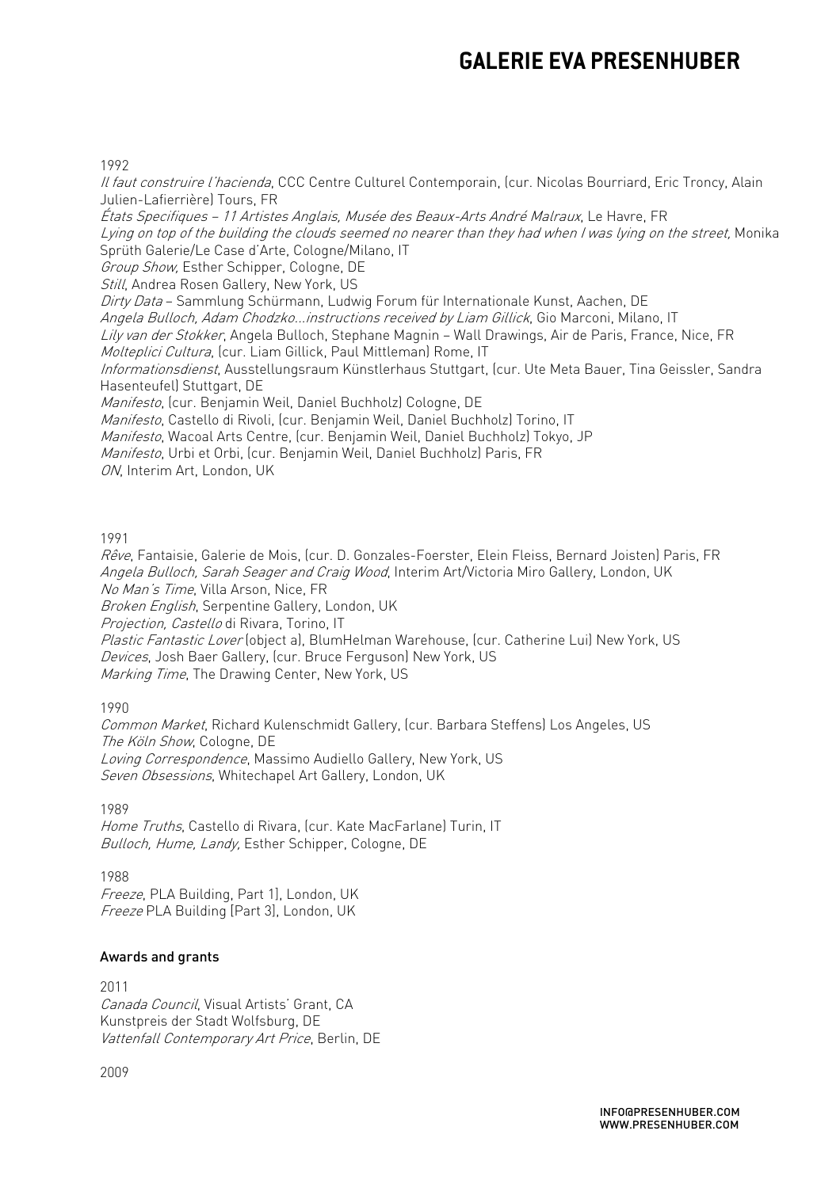1992

*Il faut construire l'hacienda*, CCC Centre Culturel Contemporain, (cur. Nicolas Bourriard, Eric Troncy, Alain Julien-Lafierrière) Tours, FR
*États Specifiques – 11 Artistes Anglais, Musée des Beaux-Arts André Malraux*, Le Havre, FR
*Lying on top of the building the clouds seemed no nearer than they had when I was lying on the street,* Monika Sprüth Galerie/Le Case d'Arte, Cologne/Milano, IT
*Group Show*, Esther Schipper, Cologne, DE
*Still*, Andrea Rosen Gallery, New York, US
*Dirty Data* – Sammlung Schürmann, Ludwig Forum für Internationale Kunst, Aachen, DE
*Angela Bulloch, Adam Chodzko...instructions received by Liam Gillick*, Gio Marconi, Milano, IT
*Lily van der Stokker*, Angela Bulloch, Stephane Magnin – Wall Drawings, Air de Paris, France, Nice, FR
*Molteplici Cultura*, (cur. Liam Gillick, Paul Mittleman) Rome, IT
*Informationsdienst*, Ausstellungsraum Künstlerhaus Stuttgart, (cur. Ute Meta Bauer, Tina Geissler, Sandra Hasenteufel) Stuttgart, DE
*Manifesto*, (cur. Benjamin Weil, Daniel Buchholz) Cologne, DE
*Manifesto*, Castello di Rivoli, (cur. Benjamin Weil, Daniel Buchholz) Torino, IT
*Manifesto*, Wacoal Arts Centre, (cur. Benjamin Weil, Daniel Buchholz) Tokyo, JP
*Manifesto*, Urbi et Orbi, (cur. Benjamin Weil, Daniel Buchholz) Paris, FR
*ON*, Interim Art, London, UK

1991

*Rêve*, Fantaisie, Galerie de Mois, (cur. D. Gonzales-Foerster, Elein Fleiss, Bernard Joisten) Paris, FR
*Angela Bulloch, Sarah Seager and Craig Wood*, Interim Art/Victoria Miro Gallery, London, UK
*No Man's Time*, Villa Arson, Nice, FR
*Broken English*, Serpentine Gallery, London, UK
*Projection, Castello* di Rivara, Torino, IT
*Plastic Fantastic Lover* (object a), BlumHelman Warehouse, (cur. Catherine Lui) New York, US
*Devices*, Josh Baer Gallery, (cur. Bruce Ferguson) New York, US
*Marking Time*, The Drawing Center, New York, US

1990

*Common Market*, Richard Kulenschmidt Gallery, (cur. Barbara Steffens) Los Angeles, US
*The Köln Show*, Cologne, DE
*Loving Correspondence*, Massimo Audiello Gallery, New York, US
*Seven Obsessions*, Whitechapel Art Gallery, London, UK

1989

*Home Truths*, Castello di Rivara, (cur. Kate MacFarlane) Turin, IT
*Bulloch, Hume, Landy,* Esther Schipper, Cologne, DE

1988

*Freeze*, PLA Building, Part 1], London, UK
*Freeze* PLA Building [Part 3], London, UK

## Awards and grants

2011

*Canada Council*, Visual Artists' Grant, CA
Kunstpreis der Stadt Wolfsburg, DE
*Vattenfall Contemporary Art Price*, Berlin, DE

2009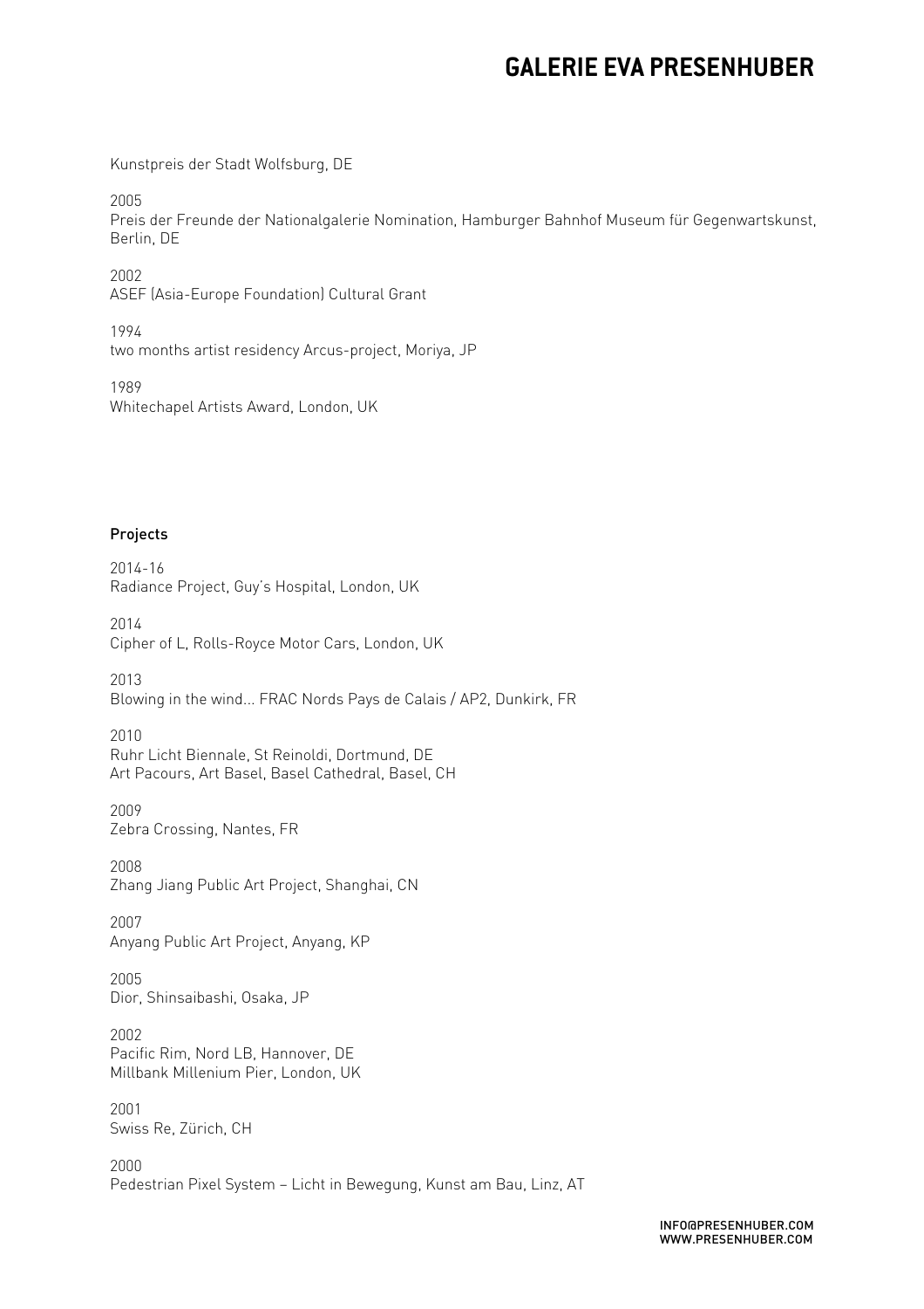Kunstpreis der Stadt Wolfsburg, DE

2005
Preis der Freunde der Nationalgalerie Nomination, Hamburger Bahnhof Museum für Gegenwartskunst, Berlin, DE

2002
ASEF (Asia-Europe Foundation) Cultural Grant

1994
two months artist residency Arcus-project, Moriya, JP

1989
Whitechapel Artists Award, London, UK

## Projects

2014-16
Radiance Project, Guy's Hospital, London, UK

2014
Cipher of L, Rolls-Royce Motor Cars, London, UK

2013
Blowing in the wind... FRAC Nords Pays de Calais / AP2, Dunkirk, FR

2010
Ruhr Licht Biennale, St Reinoldi, Dortmund, DE
Art Pacours, Art Basel, Basel Cathedral, Basel, CH

2009
Zebra Crossing, Nantes, FR

2008
Zhang Jiang Public Art Project, Shanghai, CN

2007
Anyang Public Art Project, Anyang, KP

2005
Dior, Shinsaibashi, Osaka, JP

2002
Pacific Rim, Nord LB, Hannover, DE
Millbank Millenium Pier, London, UK

2001
Swiss Re, Zürich, CH

2000
Pedestrian Pixel System – Licht in Bewegung, Kunst am Bau, Linz, AT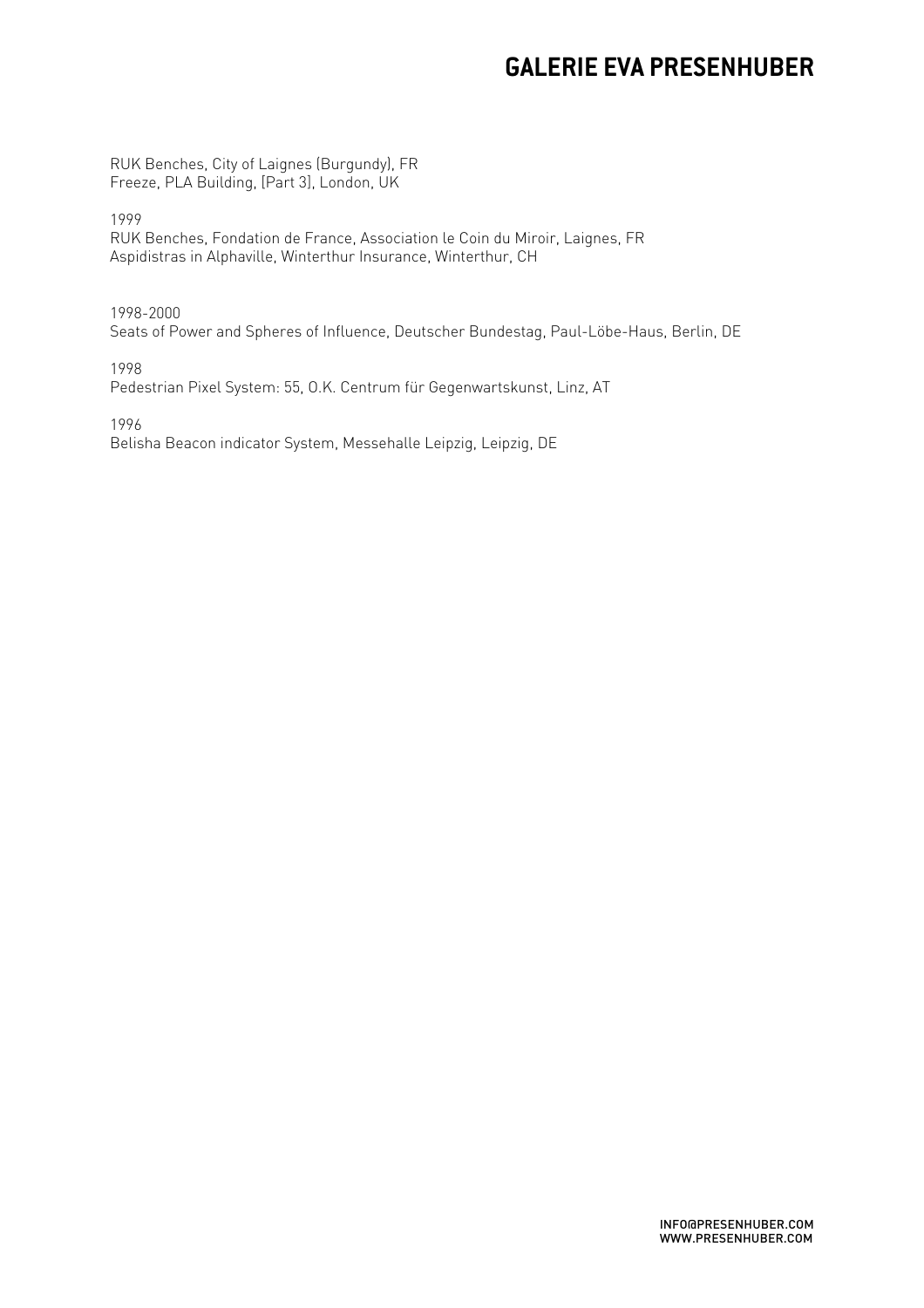RUK Benches, City of Laignes (Burgundy), FR
Freeze, PLA Building, [Part 3], London, UK

1999
RUK Benches, Fondation de France, Association le Coin du Miroir, Laignes, FR
Aspidistras in Alphaville, Winterthur Insurance, Winterthur, CH

1998-2000
Seats of Power and Spheres of Influence, Deutscher Bundestag, Paul-Löbe-Haus, Berlin, DE

1998
Pedestrian Pixel System: 55, O.K. Centrum für Gegenwartskunst, Linz, AT

1996
Belisha Beacon indicator System, Messehalle Leipzig, Leipzig, DE